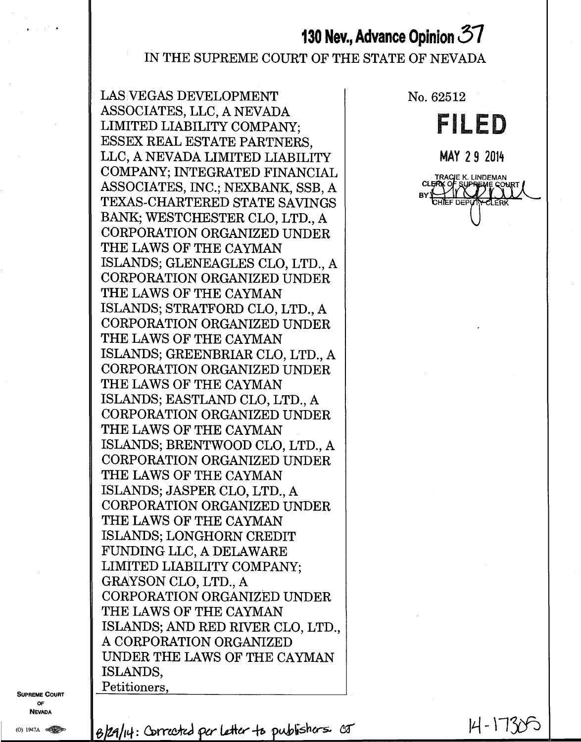**130 Nev., Advance Opinion 37**

IN THE SUPREME COURT OF THE STATE OF NEVADA

LAS VEGAS DEVELOPMENT ASSOCIATES, LLC, A NEVADA LIMITED LIABILITY COMPANY; ESSEX REAL ESTATE PARTNERS, LLC, A NEVADA LIMITED LIABILITY COMPANY; INTEGRATED FINANCIAL ASSOCIATES, INC.; NEXBANK, SSB, A TEXAS-CHARTERED STATE SAVINGS BANK; WESTCHESTER CLO, LTD., A CORPORATION ORGANIZED UNDER THE LAWS OF THE CAYMAN ISLANDS; GLENEAGLES CLO, LTD., A CORPORATION ORGANIZED UNDER THE LAWS OF THE CAYMAN ISLANDS; STRATFORD CLO, LTD., A CORPORATION ORGANIZED UNDER THE LAWS OF THE CAYMAN ISLANDS; GREENBRIAR CLO, LTD., A CORPORATION ORGANIZED UNDER THE LAWS OF THE CAYMAN ISLANDS; EASTLAND CLO, LTD., A CORPORATION ORGANIZED UNDER THE LAWS OF THE CAYMAN ISLANDS; BRENTWOOD CLO, LTD., A CORPORATION ORGANIZED UNDER THE LAWS OF THE CAYMAN ISLANDS; JASPER CLO, LTD., A CORPORATION ORGANIZED UNDER THE LAWS OF THE CAYMAN ISLANDS; LONGHORN CREDIT FUNDING LLC, A DELAWARE LIMITED LIABILITY COMPANY; GRAYSON CLO, LTD., A CORPORATION ORGANIZED UNDER THE LAWS OF THE CAYMAN ISLANDS; AND RED RIVER CLO, LTD., A CORPORATION ORGANIZED UNDER THE LAWS OF THE CAYMAN ISLANDS,
Petitioners,

No. 62512

**FILED**

MAY 29 2014

TRACIE K. LINDEMAN
CLERK OF SUPREME COURT
BY
CHIEF DEPUTY CLERK

8/29/14: Corrected per letter to publishers. CJ

14-17305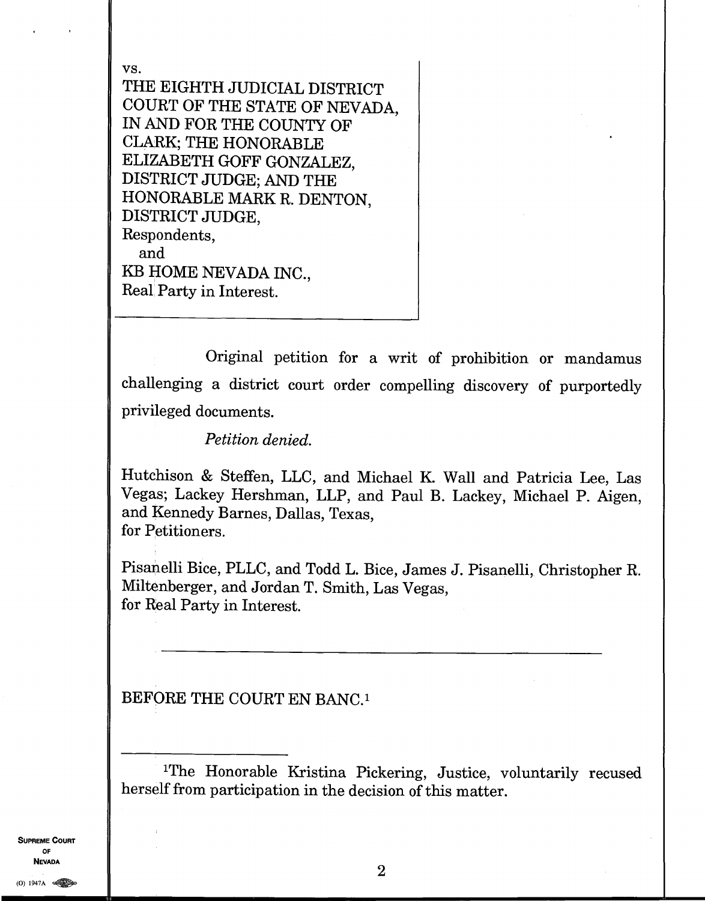vs.
THE EIGHTH JUDICIAL DISTRICT COURT OF THE STATE OF NEVADA, IN AND FOR THE COUNTY OF CLARK; THE HONORABLE ELIZABETH GOFF GONZALEZ, DISTRICT JUDGE; AND THE HONORABLE MARK R. DENTON, DISTRICT JUDGE,
Respondents,
and
KB HOME NEVADA INC.,
Real Party in Interest.

Original petition for a writ of prohibition or mandamus challenging a district court order compelling discovery of purportedly privileged documents.

*Petition denied.*

Hutchison & Steffen, LLC, and Michael K. Wall and Patricia Lee, Las Vegas; Lackey Hershman, LLP, and Paul B. Lackey, Michael P. Aigen, and Kennedy Barnes, Dallas, Texas,
for Petitioners.

Pisanelli Bice, PLLC, and Todd L. Bice, James J. Pisanelli, Christopher R. Miltenberger, and Jordan T. Smith, Las Vegas,
for Real Party in Interest.

---

BEFORE THE COURT EN BANC.[1]

---

[1]The Honorable Kristina Pickering, Justice, voluntarily recused herself from participation in the decision of this matter.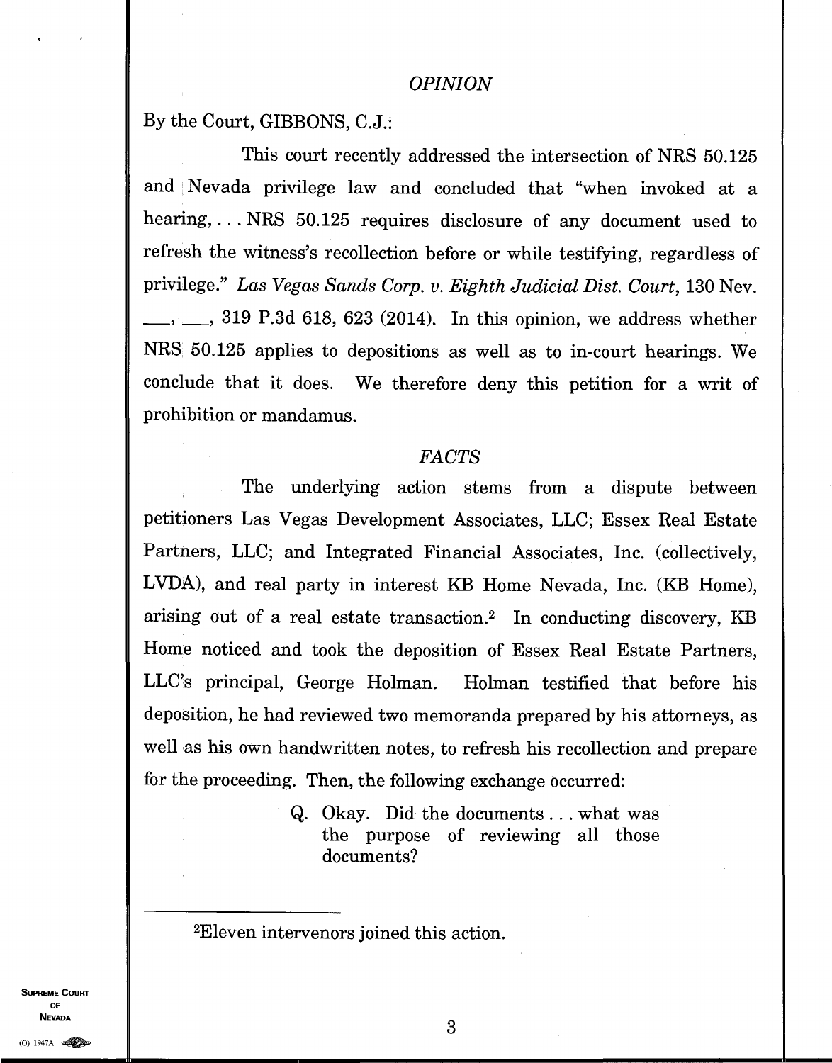*OPINION*

By the Court, GIBBONS, C.J.:

This court recently addressed the intersection of NRS 50.125 and Nevada privilege law and concluded that "when invoked at a hearing, . . . NRS 50.125 requires disclosure of any document used to refresh the witness's recollection before or while testifying, regardless of privilege." *Las Vegas Sands Corp. v. Eighth Judicial Dist. Court*, 130 Nev. \_\_\_, \_\_\_, 319 P.3d 618, 623 (2014). In this opinion, we address whether NRS 50.125 applies to depositions as well as to in-court hearings. We conclude that it does. We therefore deny this petition for a writ of prohibition or mandamus.

*FACTS*

The underlying action stems from a dispute between petitioners Las Vegas Development Associates, LLC; Essex Real Estate Partners, LLC; and Integrated Financial Associates, Inc. (collectively, LVDA), and real party in interest KB Home Nevada, Inc. (KB Home), arising out of a real estate transaction.[2] In conducting discovery, KB Home noticed and took the deposition of Essex Real Estate Partners, LLC's principal, George Holman. Holman testified that before his deposition, he had reviewed two memoranda prepared by his attorneys, as well as his own handwritten notes, to refresh his recollection and prepare for the proceeding. Then, the following exchange occurred:

> Q. Okay. Did the documents . . . what was the purpose of reviewing all those documents?

---

[2]Eleven intervenors joined this action.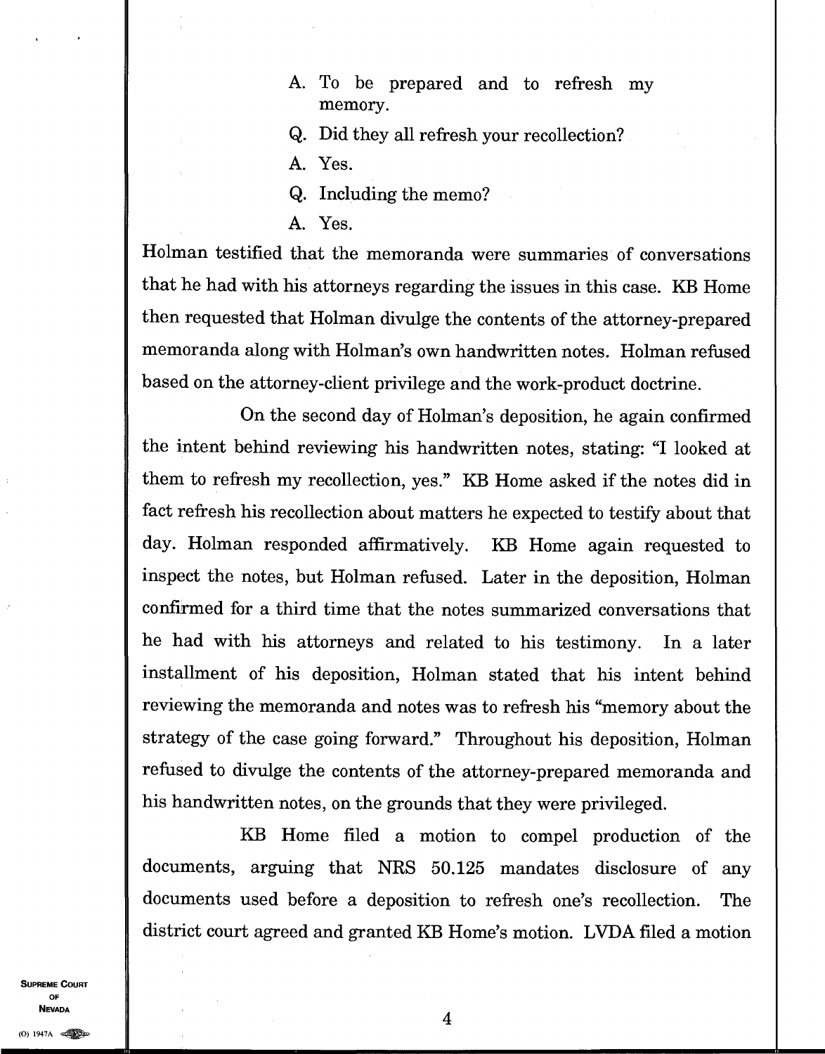A. To be prepared and to refresh my memory.

Q. Did they all refresh your recollection?

A. Yes.

Q. Including the memo?

A. Yes.

Holman testified that the memoranda were summaries of conversations that he had with his attorneys regarding the issues in this case. KB Home then requested that Holman divulge the contents of the attorney-prepared memoranda along with Holman's own handwritten notes. Holman refused based on the attorney-client privilege and the work-product doctrine.

On the second day of Holman's deposition, he again confirmed the intent behind reviewing his handwritten notes, stating: "I looked at them to refresh my recollection, yes." KB Home asked if the notes did in fact refresh his recollection about matters he expected to testify about that day. Holman responded affirmatively. KB Home again requested to inspect the notes, but Holman refused. Later in the deposition, Holman confirmed for a third time that the notes summarized conversations that he had with his attorneys and related to his testimony. In a later installment of his deposition, Holman stated that his intent behind reviewing the memoranda and notes was to refresh his "memory about the strategy of the case going forward." Throughout his deposition, Holman refused to divulge the contents of the attorney-prepared memoranda and his handwritten notes, on the grounds that they were privileged.

KB Home filed a motion to compel production of the documents, arguing that NRS 50.125 mandates disclosure of any documents used before a deposition to refresh one's recollection. The district court agreed and granted KB Home's motion. LVDA filed a motion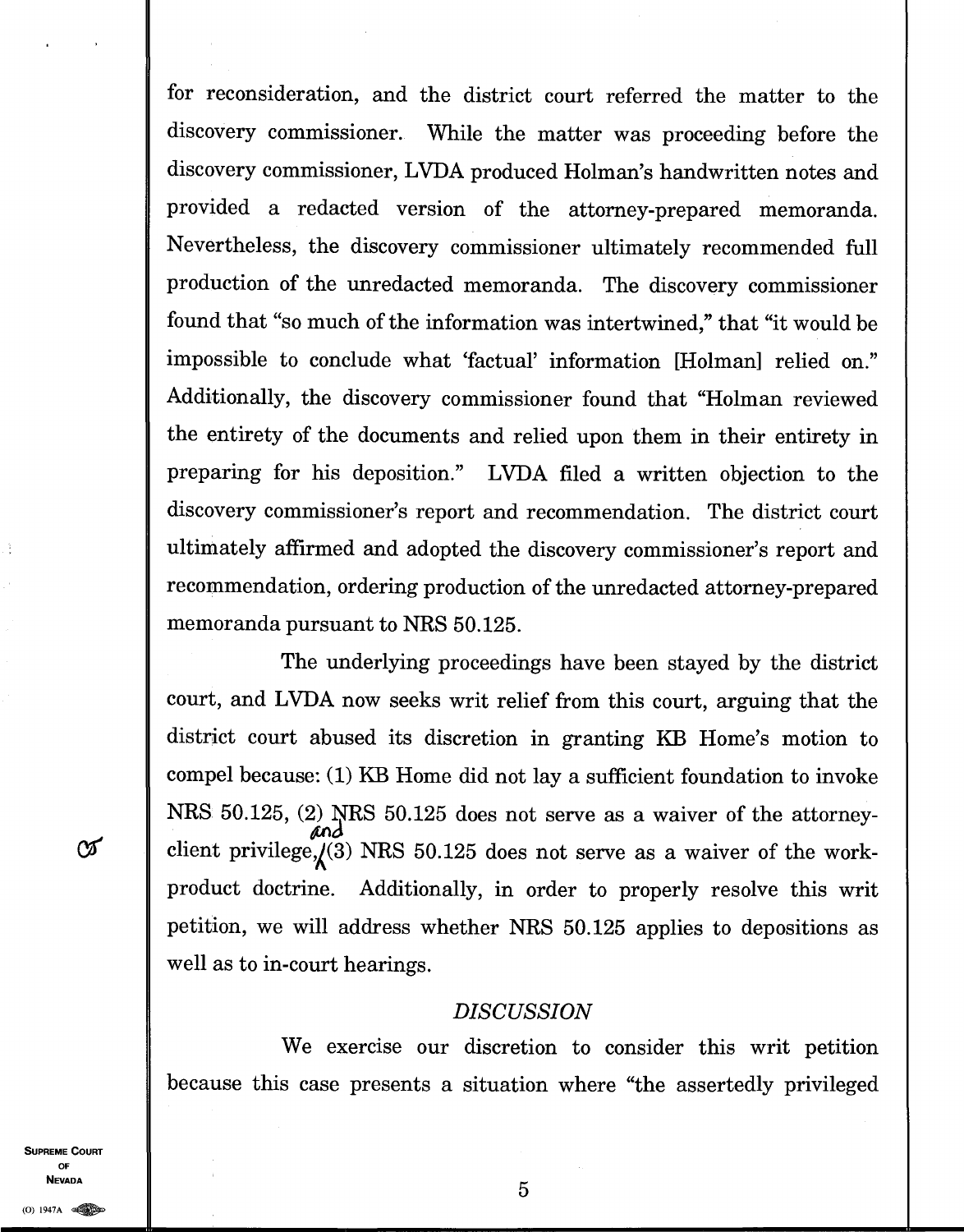for reconsideration, and the district court referred the matter to the discovery commissioner. While the matter was proceeding before the discovery commissioner, LVDA produced Holman's handwritten notes and provided a redacted version of the attorney-prepared memoranda. Nevertheless, the discovery commissioner ultimately recommended full production of the unredacted memoranda. The discovery commissioner found that "so much of the information was intertwined," that "it would be impossible to conclude what 'factual' information [Holman] relied on." Additionally, the discovery commissioner found that "Holman reviewed the entirety of the documents and relied upon them in their entirety in preparing for his deposition." LVDA filed a written objection to the discovery commissioner's report and recommendation. The district court ultimately affirmed and adopted the discovery commissioner's report and recommendation, ordering production of the unredacted attorney-prepared memoranda pursuant to NRS 50.125.

The underlying proceedings have been stayed by the district court, and LVDA now seeks writ relief from this court, arguing that the district court abused its discretion in granting KB Home's motion to compel because: (1) KB Home did not lay a sufficient foundation to invoke NRS 50.125, (2) NRS 50.125 does not serve as a waiver of the attorney-client privilege, and (3) NRS 50.125 does not serve as a waiver of the work-product doctrine. Additionally, in order to properly resolve this writ petition, we will address whether NRS 50.125 applies to depositions as well as to in-court hearings.

## *DISCUSSION*

We exercise our discretion to consider this writ petition because this case presents a situation where "the assertedly privileged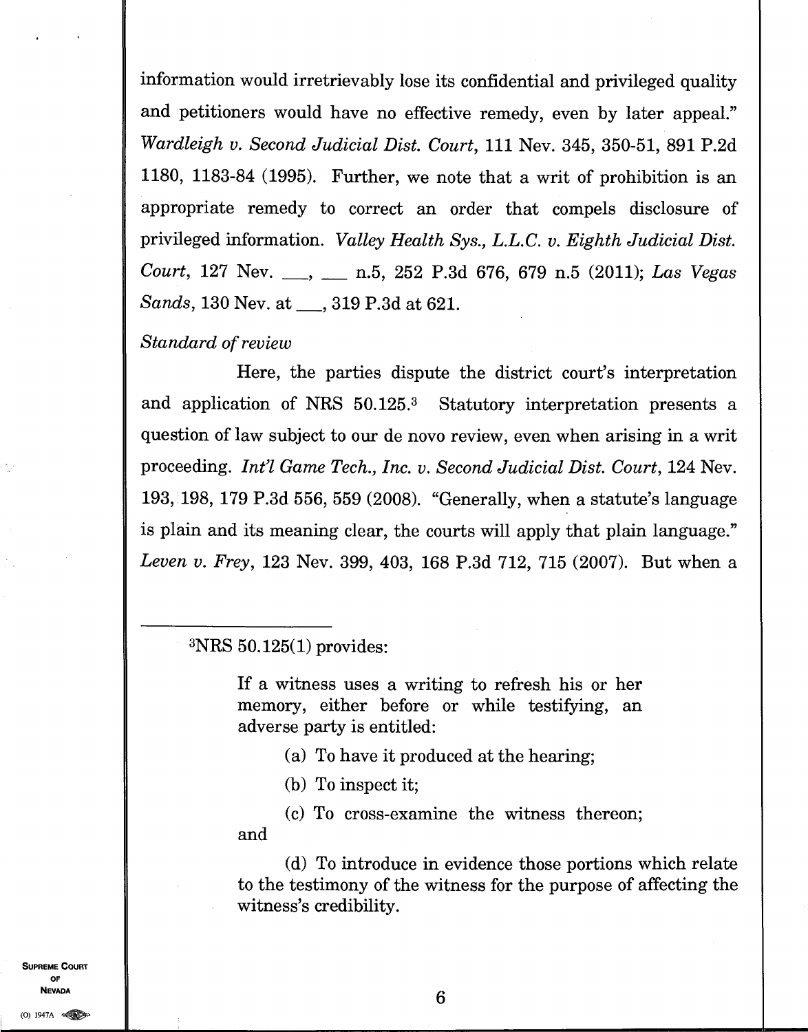information would irretrievably lose its confidential and privileged quality and petitioners would have no effective remedy, even by later appeal." *Wardleigh v. Second Judicial Dist. Court*, 111 Nev. 345, 350-51, 891 P.2d 1180, 1183-84 (1995). Further, we note that a writ of prohibition is an appropriate remedy to correct an order that compels disclosure of privileged information. *Valley Health Sys., L.L.C. v. Eighth Judicial Dist. Court*, 127 Nev. ___, ___ n.5, 252 P.3d 676, 679 n.5 (2011); *Las Vegas Sands*, 130 Nev. at ___, 319 P.3d at 621.

*Standard of review*

Here, the parties dispute the district court's interpretation and application of NRS 50.125.[3] Statutory interpretation presents a question of law subject to our de novo review, even when arising in a writ proceeding. *Int'l Game Tech., Inc. v. Second Judicial Dist. Court*, 124 Nev. 193, 198, 179 P.3d 556, 559 (2008). "Generally, when a statute's language is plain and its meaning clear, the courts will apply that plain language." *Leven v. Frey*, 123 Nev. 399, 403, 168 P.3d 712, 715 (2007). But when a

---

[3]NRS 50.125(1) provides:

> If a witness uses a writing to refresh his or her memory, either before or while testifying, an adverse party is entitled:
>
> (a) To have it produced at the hearing;
>
> (b) To inspect it;
>
> (c) To cross-examine the witness thereon; and
>
> (d) To introduce in evidence those portions which relate to the testimony of the witness for the purpose of affecting the witness's credibility.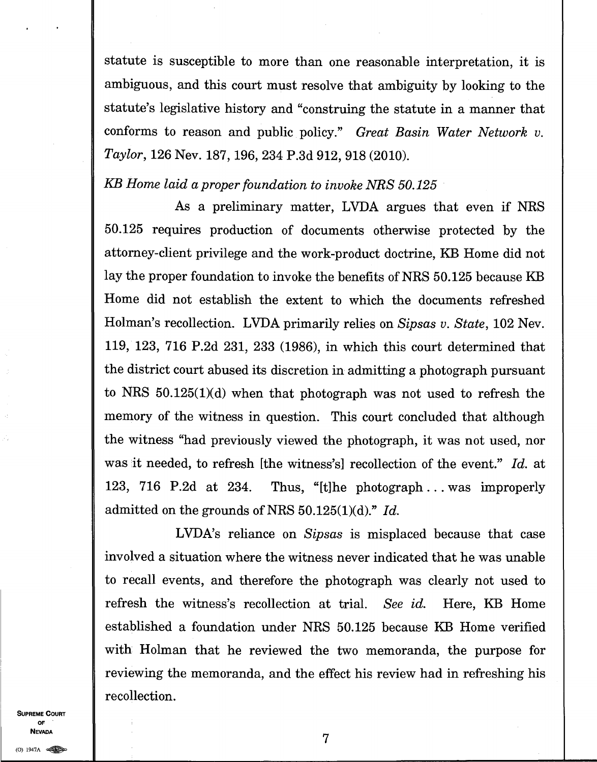statute is susceptible to more than one reasonable interpretation, it is ambiguous, and this court must resolve that ambiguity by looking to the statute's legislative history and "construing the statute in a manner that conforms to reason and public policy." *Great Basin Water Network v. Taylor*, 126 Nev. 187, 196, 234 P.3d 912, 918 (2010).

*KB Home laid a proper foundation to invoke NRS 50.125*

As a preliminary matter, LVDA argues that even if NRS 50.125 requires production of documents otherwise protected by the attorney-client privilege and the work-product doctrine, KB Home did not lay the proper foundation to invoke the benefits of NRS 50.125 because KB Home did not establish the extent to which the documents refreshed Holman's recollection. LVDA primarily relies on *Sipsas v. State*, 102 Nev. 119, 123, 716 P.2d 231, 233 (1986), in which this court determined that the district court abused its discretion in admitting a photograph pursuant to NRS 50.125(1)(d) when that photograph was not used to refresh the memory of the witness in question. This court concluded that although the witness "had previously viewed the photograph, it was not used, nor was it needed, to refresh [the witness's] recollection of the event." *Id.* at 123, 716 P.2d at 234. Thus, "[t]he photograph . . . was improperly admitted on the grounds of NRS 50.125(1)(d)." *Id.*

LVDA's reliance on *Sipsas* is misplaced because that case involved a situation where the witness never indicated that he was unable to recall events, and therefore the photograph was clearly not used to refresh the witness's recollection at trial. *See id.* Here, KB Home established a foundation under NRS 50.125 because KB Home verified with Holman that he reviewed the two memoranda, the purpose for reviewing the memoranda, and the effect his review had in refreshing his recollection.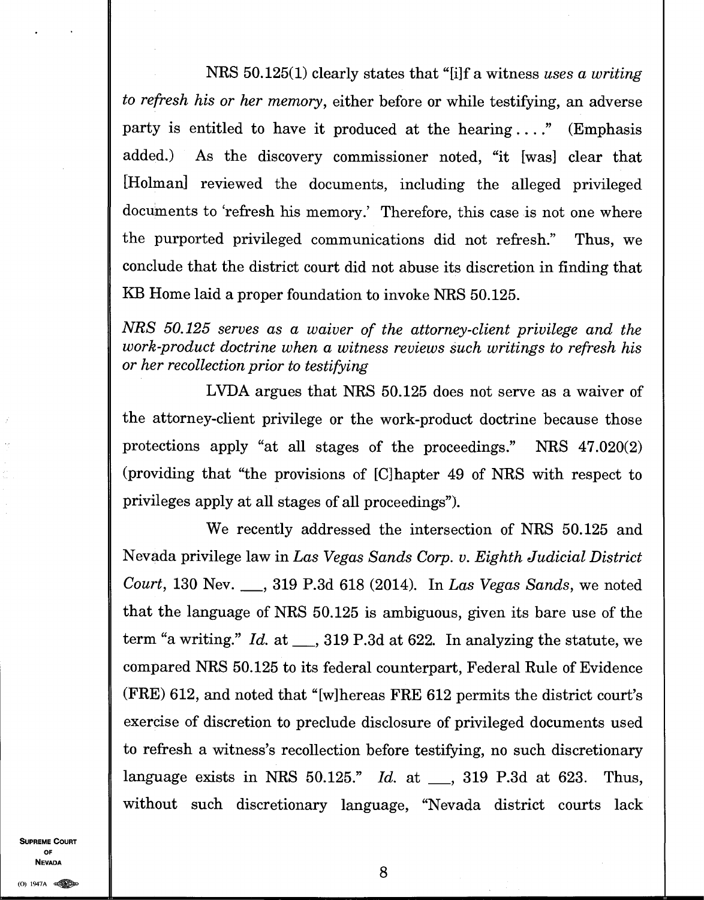NRS 50.125(1) clearly states that "[i]f a witness *uses a writing to refresh his or her memory*, either before or while testifying, an adverse party is entitled to have it produced at the hearing . . . ." (Emphasis added.) As the discovery commissioner noted, "it [was] clear that [Holman] reviewed the documents, including the alleged privileged documents to 'refresh his memory.' Therefore, this case is not one where the purported privileged communications did not refresh." Thus, we conclude that the district court did not abuse its discretion in finding that KB Home laid a proper foundation to invoke NRS 50.125.

*NRS 50.125 serves as a waiver of the attorney-client privilege and the work-product doctrine when a witness reviews such writings to refresh his or her recollection prior to testifying*

LVDA argues that NRS 50.125 does not serve as a waiver of the attorney-client privilege or the work-product doctrine because those protections apply "at all stages of the proceedings." NRS 47.020(2) (providing that "the provisions of [C]hapter 49 of NRS with respect to privileges apply at all stages of all proceedings").

We recently addressed the intersection of NRS 50.125 and Nevada privilege law in *Las Vegas Sands Corp. v. Eighth Judicial District Court*, 130 Nev. \_\_\_, 319 P.3d 618 (2014). In *Las Vegas Sands*, we noted that the language of NRS 50.125 is ambiguous, given its bare use of the term "a writing." *Id.* at \_\_\_, 319 P.3d at 622. In analyzing the statute, we compared NRS 50.125 to its federal counterpart, Federal Rule of Evidence (FRE) 612, and noted that "[w]hereas FRE 612 permits the district court's exercise of discretion to preclude disclosure of privileged documents used to refresh a witness's recollection before testifying, no such discretionary language exists in NRS 50.125." *Id.* at \_\_\_, 319 P.3d at 623. Thus, without such discretionary language, "Nevada district courts lack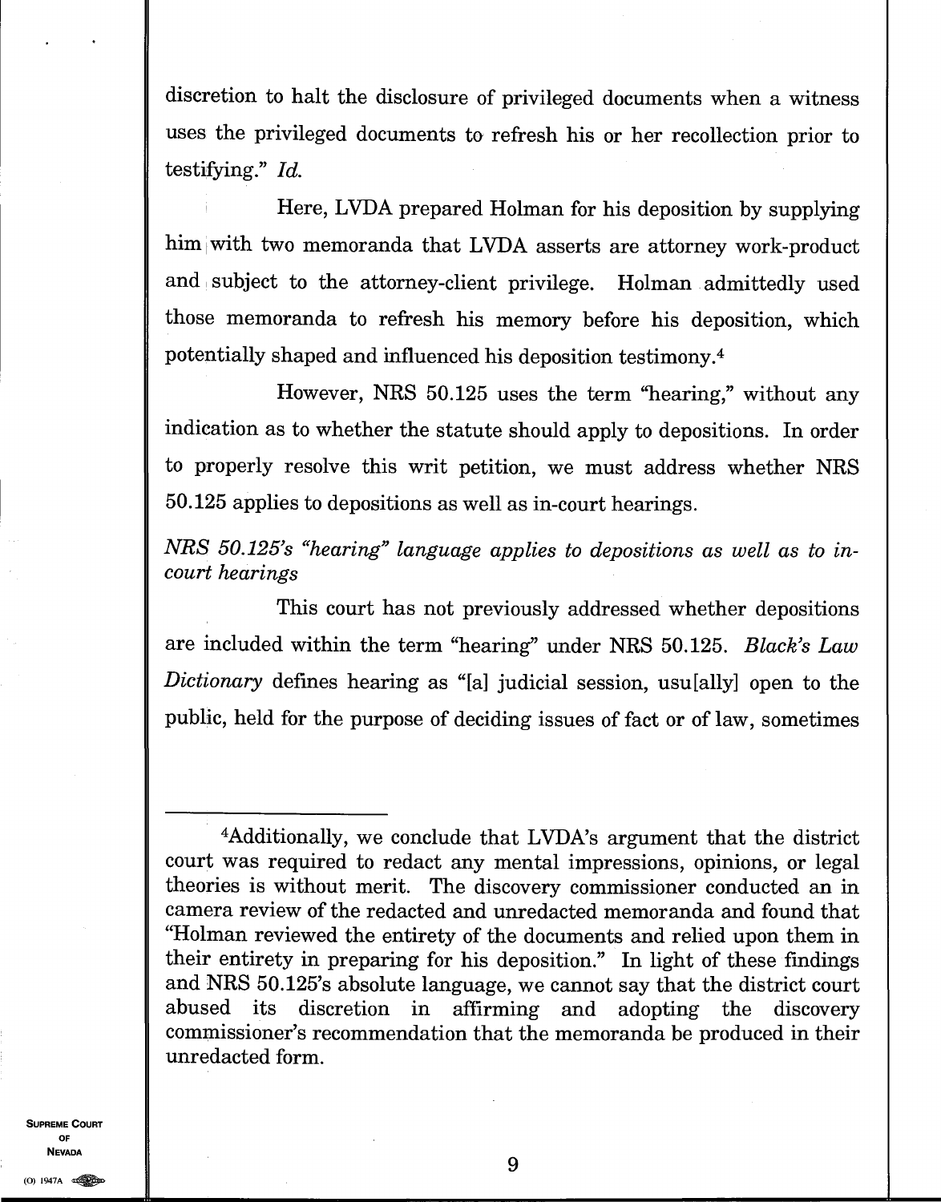discretion to halt the disclosure of privileged documents when a witness uses the privileged documents to refresh his or her recollection prior to testifying." *Id.*

Here, LVDA prepared Holman for his deposition by supplying him with two memoranda that LVDA asserts are attorney work-product and subject to the attorney-client privilege. Holman admittedly used those memoranda to refresh his memory before his deposition, which potentially shaped and influenced his deposition testimony.[4]

However, NRS 50.125 uses the term "hearing," without any indication as to whether the statute should apply to depositions. In order to properly resolve this writ petition, we must address whether NRS 50.125 applies to depositions as well as in-court hearings.

*NRS 50.125's "hearing" language applies to depositions as well as to in-court hearings*

This court has not previously addressed whether depositions are included within the term "hearing" under NRS 50.125. *Black's Law Dictionary* defines hearing as "[a] judicial session, usu[ally] open to the public, held for the purpose of deciding issues of fact or of law, sometimes

---

[4]Additionally, we conclude that LVDA's argument that the district court was required to redact any mental impressions, opinions, or legal theories is without merit. The discovery commissioner conducted an in camera review of the redacted and unredacted memoranda and found that "Holman reviewed the entirety of the documents and relied upon them in their entirety in preparing for his deposition." In light of these findings and NRS 50.125's absolute language, we cannot say that the district court abused its discretion in affirming and adopting the discovery commissioner's recommendation that the memoranda be produced in their unredacted form.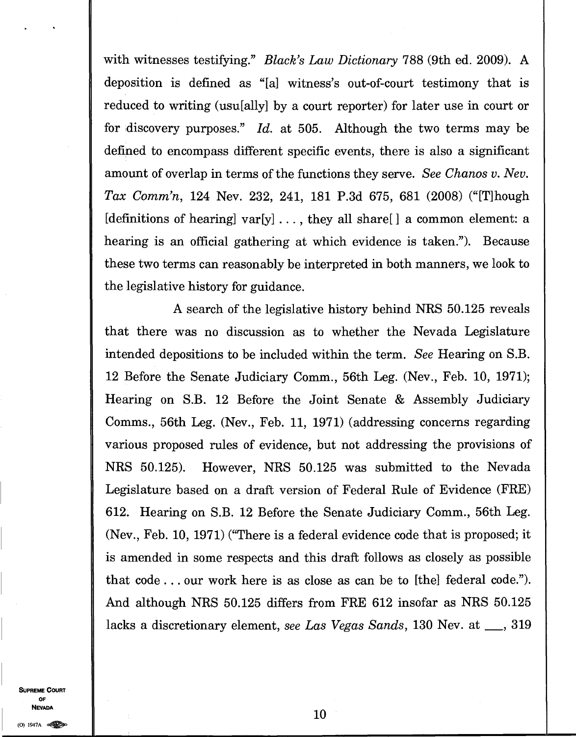with witnesses testifying." *Black's Law Dictionary* 788 (9th ed. 2009). A deposition is defined as "[a] witness's out-of-court testimony that is reduced to writing (usu[ally] by a court reporter) for later use in court or for discovery purposes." *Id.* at 505. Although the two terms may be defined to encompass different specific events, there is also a significant amount of overlap in terms of the functions they serve. *See Chanos v. Nev. Tax Comm'n*, 124 Nev. 232, 241, 181 P.3d 675, 681 (2008) ("[T]hough [definitions of hearing] var[y] . . . , they all share[ ] a common element: a hearing is an official gathering at which evidence is taken."). Because these two terms can reasonably be interpreted in both manners, we look to the legislative history for guidance.

A search of the legislative history behind NRS 50.125 reveals that there was no discussion as to whether the Nevada Legislature intended depositions to be included within the term. *See* Hearing on S.B. 12 Before the Senate Judiciary Comm., 56th Leg. (Nev., Feb. 10, 1971); Hearing on S.B. 12 Before the Joint Senate & Assembly Judiciary Comms., 56th Leg. (Nev., Feb. 11, 1971) (addressing concerns regarding various proposed rules of evidence, but not addressing the provisions of NRS 50.125). However, NRS 50.125 was submitted to the Nevada Legislature based on a draft version of Federal Rule of Evidence (FRE) 612. Hearing on S.B. 12 Before the Senate Judiciary Comm., 56th Leg. (Nev., Feb. 10, 1971) ("There is a federal evidence code that is proposed; it is amended in some respects and this draft follows as closely as possible that code . . . our work here is as close as can be to [the] federal code."). And although NRS 50.125 differs from FRE 612 insofar as NRS 50.125 lacks a discretionary element, *see Las Vegas Sands*, 130 Nev. at ___, 319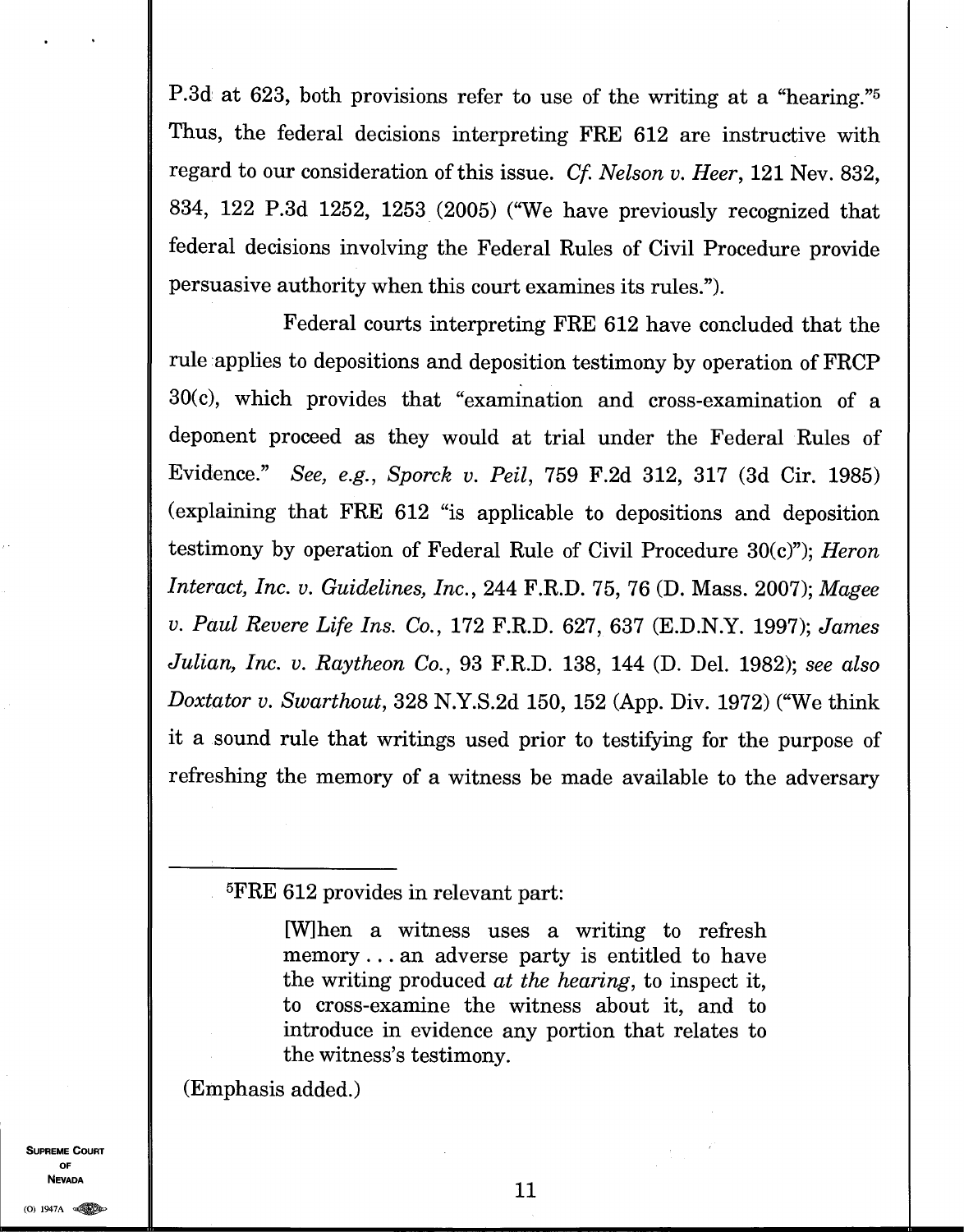P.3d at 623, both provisions refer to use of the writing at a "hearing."[5] Thus, the federal decisions interpreting FRE 612 are instructive with regard to our consideration of this issue. *Cf. Nelson v. Heer*, 121 Nev. 832, 834, 122 P.3d 1252, 1253 (2005) ("We have previously recognized that federal decisions involving the Federal Rules of Civil Procedure provide persuasive authority when this court examines its rules.").

Federal courts interpreting FRE 612 have concluded that the rule applies to depositions and deposition testimony by operation of FRCP 30(c), which provides that "examination and cross-examination of a deponent proceed as they would at trial under the Federal Rules of Evidence." *See, e.g., Sporck v. Peil*, 759 F.2d 312, 317 (3d Cir. 1985) (explaining that FRE 612 "is applicable to depositions and deposition testimony by operation of Federal Rule of Civil Procedure 30(c)"); *Heron Interact, Inc. v. Guidelines, Inc.*, 244 F.R.D. 75, 76 (D. Mass. 2007); *Magee v. Paul Revere Life Ins. Co.*, 172 F.R.D. 627, 637 (E.D.N.Y. 1997); *James Julian, Inc. v. Raytheon Co.*, 93 F.R.D. 138, 144 (D. Del. 1982); *see also Doxtator v. Swarthout*, 328 N.Y.S.2d 150, 152 (App. Div. 1972) ("We think it a sound rule that writings used prior to testifying for the purpose of refreshing the memory of a witness be made available to the adversary

---

[5]FRE 612 provides in relevant part:

> [W]hen a witness uses a writing to refresh memory . . . an adverse party is entitled to have the writing produced *at the hearing*, to inspect it, to cross-examine the witness about it, and to introduce in evidence any portion that relates to the witness's testimony.

(Emphasis added.)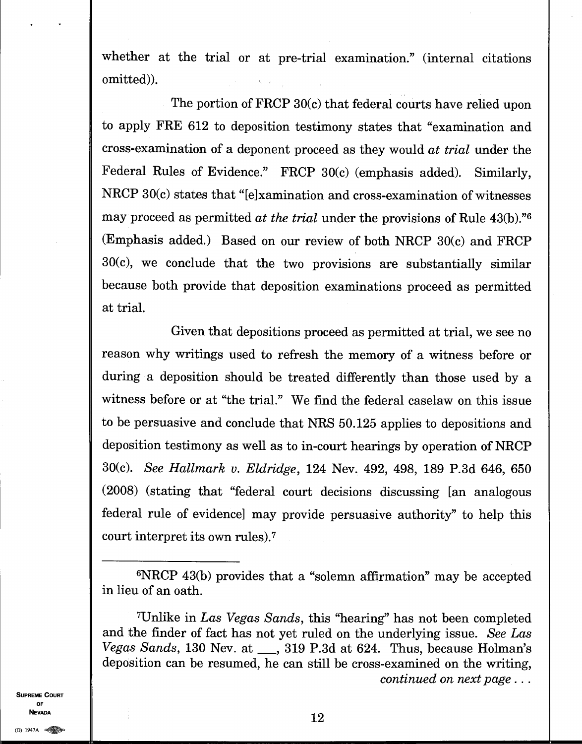whether at the trial or at pre-trial examination." (internal citations omitted)).

The portion of FRCP 30(c) that federal courts have relied upon to apply FRE 612 to deposition testimony states that "examination and cross-examination of a deponent proceed as they would *at trial* under the Federal Rules of Evidence." FRCP 30(c) (emphasis added). Similarly, NRCP 30(c) states that "[e]xamination and cross-examination of witnesses may proceed as permitted *at the trial* under the provisions of Rule 43(b)."[6] (Emphasis added.) Based on our review of both NRCP 30(c) and FRCP 30(c), we conclude that the two provisions are substantially similar because both provide that deposition examinations proceed as permitted at trial.

Given that depositions proceed as permitted at trial, we see no reason why writings used to refresh the memory of a witness before or during a deposition should be treated differently than those used by a witness before or at "the trial." We find the federal caselaw on this issue to be persuasive and conclude that NRS 50.125 applies to depositions and deposition testimony as well as to in-court hearings by operation of NRCP 30(c). *See Hallmark v. Eldridge*, 124 Nev. 492, 498, 189 P.3d 646, 650 (2008) (stating that "federal court decisions discussing [an analogous federal rule of evidence] may provide persuasive authority" to help this court interpret its own rules).[7]

---

[6]NRCP 43(b) provides that a "solemn affirmation" may be accepted in lieu of an oath.

[7]Unlike in *Las Vegas Sands*, this "hearing" has not been completed and the finder of fact has not yet ruled on the underlying issue. *See Las Vegas Sands*, 130 Nev. at ___, 319 P.3d at 624. Thus, because Holman's deposition can be resumed, he can still be cross-examined on the writing, *continued on next page . . .*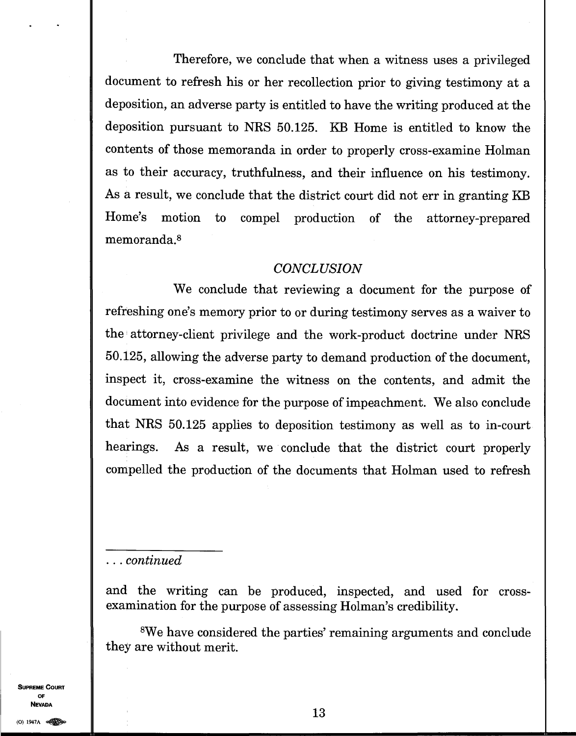Therefore, we conclude that when a witness uses a privileged document to refresh his or her recollection prior to giving testimony at a deposition, an adverse party is entitled to have the writing produced at the deposition pursuant to NRS 50.125. KB Home is entitled to know the contents of those memoranda in order to properly cross-examine Holman as to their accuracy, truthfulness, and their influence on his testimony. As a result, we conclude that the district court did not err in granting KB Home's motion to compel production of the attorney-prepared memoranda.[8]

## *CONCLUSION*

We conclude that reviewing a document for the purpose of refreshing one's memory prior to or during testimony serves as a waiver to the attorney-client privilege and the work-product doctrine under NRS 50.125, allowing the adverse party to demand production of the document, inspect it, cross-examine the witness on the contents, and admit the document into evidence for the purpose of impeachment. We also conclude that NRS 50.125 applies to deposition testimony as well as to in-court hearings. As a result, we conclude that the district court properly compelled the production of the documents that Holman used to refresh

---

*. . . continued*

and the writing can be produced, inspected, and used for cross-examination for the purpose of assessing Holman's credibility.

[8]We have considered the parties' remaining arguments and conclude they are without merit.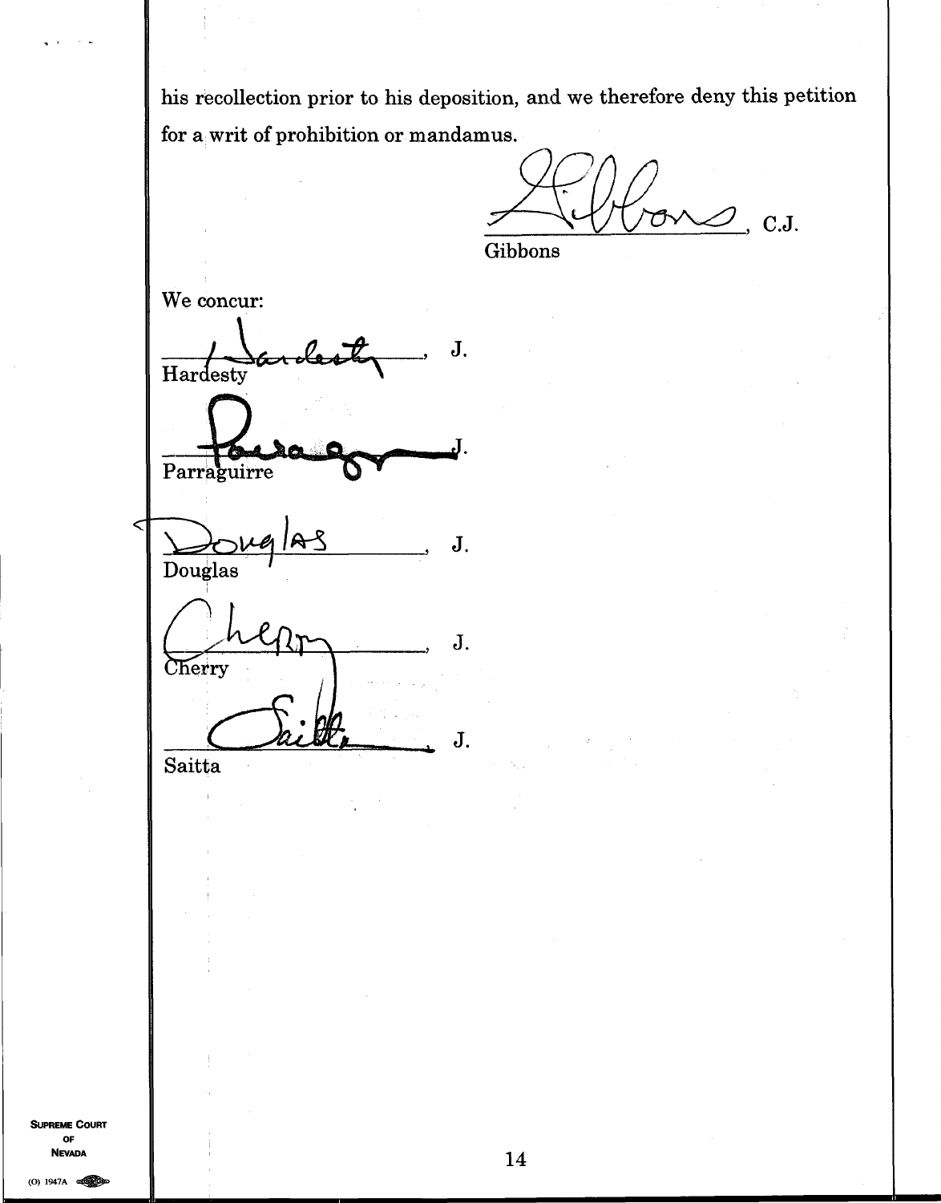his recollection prior to his deposition, and we therefore deny this petition for a writ of prohibition or mandamus.

_______________, C.J.
Gibbons

We concur:

_______________, J.
Hardesty

_______________, J.
Parraguirre

_______________, J.
Douglas

_______________, J.
Cherry

_______________, J.
Saitta